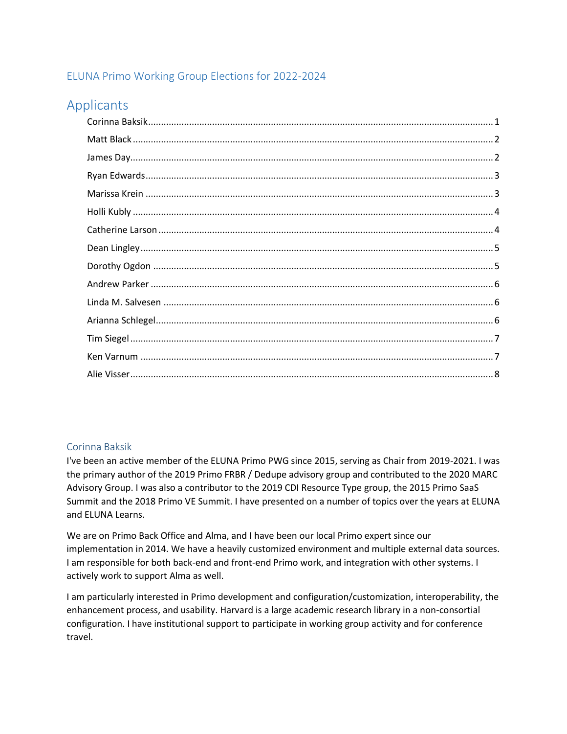## ELUNA Primo Working Group Elections for 2022-2024

# Applicants

- Corinna Baksik .... 1
- Matt Black .... 2
- James Day .... 2
- Ryan Edwards .... 3
- Marissa Krein .... 3
- Holli Kubly .... 4
- Catherine Larson .... 4
- Dean Lingley .... 5
- Dorothy Ogdon .... 5
- Andrew Parker .... 6
- Linda M. Salvesen .... 6
- Arianna Schlegel .... 6
- Tim Siegel .... 7
- Ken Varnum .... 7
- Alie Visser .... 8

### Corinna Baksik

I've been an active member of the ELUNA Primo PWG since 2015, serving as Chair from 2019-2021. I was the primary author of the 2019 Primo FRBR / Dedupe advisory group and contributed to the 2020 MARC Advisory Group. I was also a contributor to the 2019 CDI Resource Type group, the 2015 Primo SaaS Summit and the 2018 Primo VE Summit. I have presented on a number of topics over the years at ELUNA and ELUNA Learns.

We are on Primo Back Office and Alma, and I have been our local Primo expert since our implementation in 2014. We have a heavily customized environment and multiple external data sources. I am responsible for both back-end and front-end Primo work, and integration with other systems. I actively work to support Alma as well.

I am particularly interested in Primo development and configuration/customization, interoperability, the enhancement process, and usability. Harvard is a large academic research library in a non-consortial configuration. I have institutional support to participate in working group activity and for conference travel.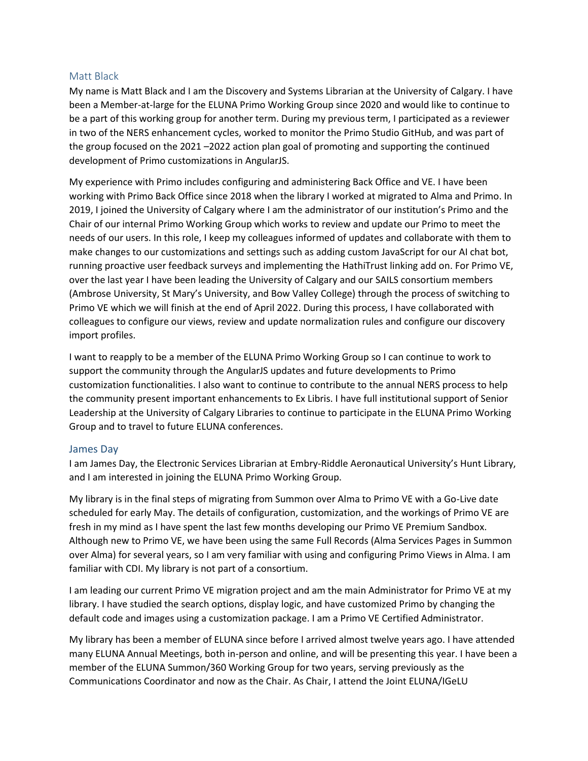## Matt Black

My name is Matt Black and I am the Discovery and Systems Librarian at the University of Calgary. I have been a Member-at-large for the ELUNA Primo Working Group since 2020 and would like to continue to be a part of this working group for another term. During my previous term, I participated as a reviewer in two of the NERS enhancement cycles, worked to monitor the Primo Studio GitHub, and was part of the group focused on the 2021 –2022 action plan goal of promoting and supporting the continued development of Primo customizations in AngularJS.

My experience with Primo includes configuring and administering Back Office and VE. I have been working with Primo Back Office since 2018 when the library I worked at migrated to Alma and Primo. In 2019, I joined the University of Calgary where I am the administrator of our institution's Primo and the Chair of our internal Primo Working Group which works to review and update our Primo to meet the needs of our users. In this role, I keep my colleagues informed of updates and collaborate with them to make changes to our customizations and settings such as adding custom JavaScript for our AI chat bot, running proactive user feedback surveys and implementing the HathiTrust linking add on. For Primo VE, over the last year I have been leading the University of Calgary and our SAILS consortium members (Ambrose University, St Mary's University, and Bow Valley College) through the process of switching to Primo VE which we will finish at the end of April 2022. During this process, I have collaborated with colleagues to configure our views, review and update normalization rules and configure our discovery import profiles.

I want to reapply to be a member of the ELUNA Primo Working Group so I can continue to work to support the community through the AngularJS updates and future developments to Primo customization functionalities. I also want to continue to contribute to the annual NERS process to help the community present important enhancements to Ex Libris. I have full institutional support of Senior Leadership at the University of Calgary Libraries to continue to participate in the ELUNA Primo Working Group and to travel to future ELUNA conferences.

## James Day

I am James Day, the Electronic Services Librarian at Embry-Riddle Aeronautical University's Hunt Library, and I am interested in joining the ELUNA Primo Working Group.

My library is in the final steps of migrating from Summon over Alma to Primo VE with a Go-Live date scheduled for early May. The details of configuration, customization, and the workings of Primo VE are fresh in my mind as I have spent the last few months developing our Primo VE Premium Sandbox. Although new to Primo VE, we have been using the same Full Records (Alma Services Pages in Summon over Alma) for several years, so I am very familiar with using and configuring Primo Views in Alma. I am familiar with CDI. My library is not part of a consortium.

I am leading our current Primo VE migration project and am the main Administrator for Primo VE at my library. I have studied the search options, display logic, and have customized Primo by changing the default code and images using a customization package. I am a Primo VE Certified Administrator.

My library has been a member of ELUNA since before I arrived almost twelve years ago. I have attended many ELUNA Annual Meetings, both in-person and online, and will be presenting this year. I have been a member of the ELUNA Summon/360 Working Group for two years, serving previously as the Communications Coordinator and now as the Chair. As Chair, I attend the Joint ELUNA/IGeLU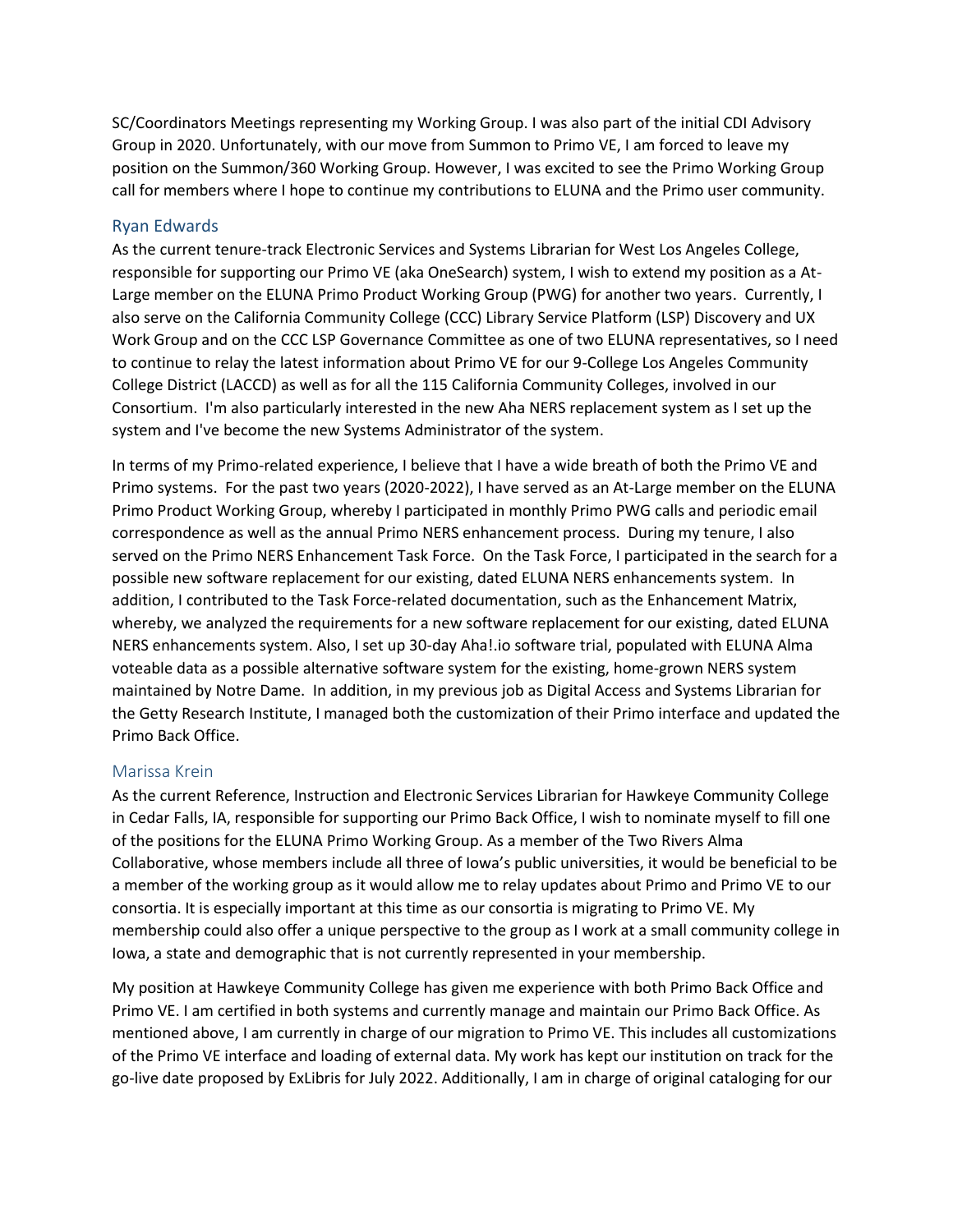SC/Coordinators Meetings representing my Working Group. I was also part of the initial CDI Advisory Group in 2020. Unfortunately, with our move from Summon to Primo VE, I am forced to leave my position on the Summon/360 Working Group. However, I was excited to see the Primo Working Group call for members where I hope to continue my contributions to ELUNA and the Primo user community.

### Ryan Edwards

As the current tenure-track Electronic Services and Systems Librarian for West Los Angeles College, responsible for supporting our Primo VE (aka OneSearch) system, I wish to extend my position as a At-Large member on the ELUNA Primo Product Working Group (PWG) for another two years. Currently, I also serve on the California Community College (CCC) Library Service Platform (LSP) Discovery and UX Work Group and on the CCC LSP Governance Committee as one of two ELUNA representatives, so I need to continue to relay the latest information about Primo VE for our 9-College Los Angeles Community College District (LACCD) as well as for all the 115 California Community Colleges, involved in our Consortium. I'm also particularly interested in the new Aha NERS replacement system as I set up the system and I've become the new Systems Administrator of the system.

In terms of my Primo-related experience, I believe that I have a wide breath of both the Primo VE and Primo systems. For the past two years (2020-2022), I have served as an At-Large member on the ELUNA Primo Product Working Group, whereby I participated in monthly Primo PWG calls and periodic email correspondence as well as the annual Primo NERS enhancement process. During my tenure, I also served on the Primo NERS Enhancement Task Force. On the Task Force, I participated in the search for a possible new software replacement for our existing, dated ELUNA NERS enhancements system. In addition, I contributed to the Task Force-related documentation, such as the Enhancement Matrix, whereby, we analyzed the requirements for a new software replacement for our existing, dated ELUNA NERS enhancements system. Also, I set up 30-day Aha!.io software trial, populated with ELUNA Alma voteable data as a possible alternative software system for the existing, home-grown NERS system maintained by Notre Dame. In addition, in my previous job as Digital Access and Systems Librarian for the Getty Research Institute, I managed both the customization of their Primo interface and updated the Primo Back Office.

### Marissa Krein

As the current Reference, Instruction and Electronic Services Librarian for Hawkeye Community College in Cedar Falls, IA, responsible for supporting our Primo Back Office, I wish to nominate myself to fill one of the positions for the ELUNA Primo Working Group. As a member of the Two Rivers Alma Collaborative, whose members include all three of Iowa's public universities, it would be beneficial to be a member of the working group as it would allow me to relay updates about Primo and Primo VE to our consortia. It is especially important at this time as our consortia is migrating to Primo VE. My membership could also offer a unique perspective to the group as I work at a small community college in Iowa, a state and demographic that is not currently represented in your membership.

My position at Hawkeye Community College has given me experience with both Primo Back Office and Primo VE. I am certified in both systems and currently manage and maintain our Primo Back Office. As mentioned above, I am currently in charge of our migration to Primo VE. This includes all customizations of the Primo VE interface and loading of external data. My work has kept our institution on track for the go-live date proposed by ExLibris for July 2022. Additionally, I am in charge of original cataloging for our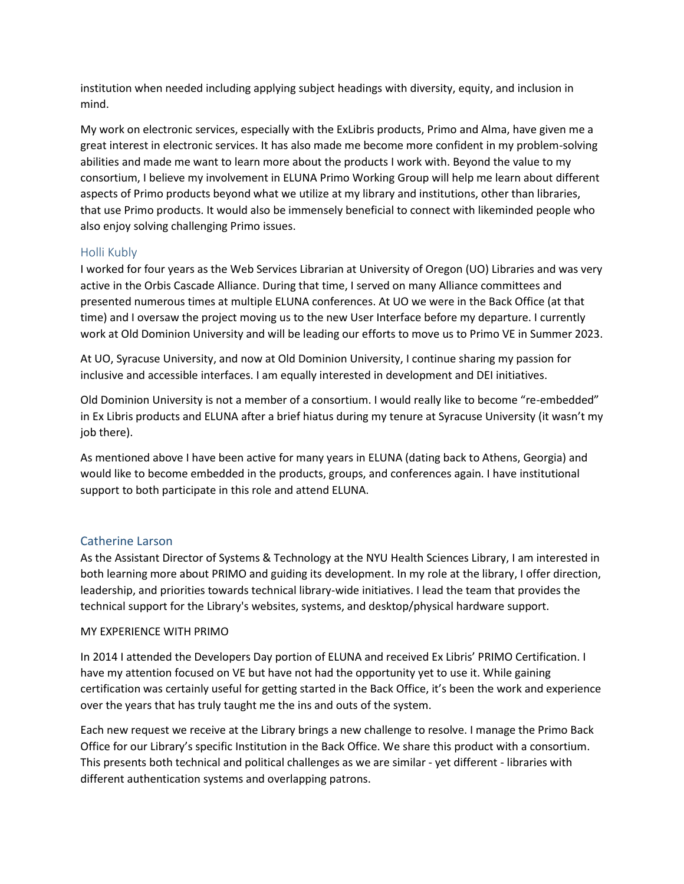institution when needed including applying subject headings with diversity, equity, and inclusion in mind.

My work on electronic services, especially with the ExLibris products, Primo and Alma, have given me a great interest in electronic services. It has also made me become more confident in my problem-solving abilities and made me want to learn more about the products I work with. Beyond the value to my consortium, I believe my involvement in ELUNA Primo Working Group will help me learn about different aspects of Primo products beyond what we utilize at my library and institutions, other than libraries, that use Primo products. It would also be immensely beneficial to connect with likeminded people who also enjoy solving challenging Primo issues.

## Holli Kubly

I worked for four years as the Web Services Librarian at University of Oregon (UO) Libraries and was very active in the Orbis Cascade Alliance. During that time, I served on many Alliance committees and presented numerous times at multiple ELUNA conferences. At UO we were in the Back Office (at that time) and I oversaw the project moving us to the new User Interface before my departure. I currently work at Old Dominion University and will be leading our efforts to move us to Primo VE in Summer 2023.

At UO, Syracuse University, and now at Old Dominion University, I continue sharing my passion for inclusive and accessible interfaces. I am equally interested in development and DEI initiatives.

Old Dominion University is not a member of a consortium. I would really like to become "re-embedded" in Ex Libris products and ELUNA after a brief hiatus during my tenure at Syracuse University (it wasn't my job there).

As mentioned above I have been active for many years in ELUNA (dating back to Athens, Georgia) and would like to become embedded in the products, groups, and conferences again. I have institutional support to both participate in this role and attend ELUNA.

## Catherine Larson

As the Assistant Director of Systems & Technology at the NYU Health Sciences Library, I am interested in both learning more about PRIMO and guiding its development. In my role at the library, I offer direction, leadership, and priorities towards technical library-wide initiatives. I lead the team that provides the technical support for the Library's websites, systems, and desktop/physical hardware support.

MY EXPERIENCE WITH PRIMO

In 2014 I attended the Developers Day portion of ELUNA and received Ex Libris' PRIMO Certification. I have my attention focused on VE but have not had the opportunity yet to use it. While gaining certification was certainly useful for getting started in the Back Office, it's been the work and experience over the years that has truly taught me the ins and outs of the system.

Each new request we receive at the Library brings a new challenge to resolve. I manage the Primo Back Office for our Library's specific Institution in the Back Office. We share this product with a consortium. This presents both technical and political challenges as we are similar - yet different - libraries with different authentication systems and overlapping patrons.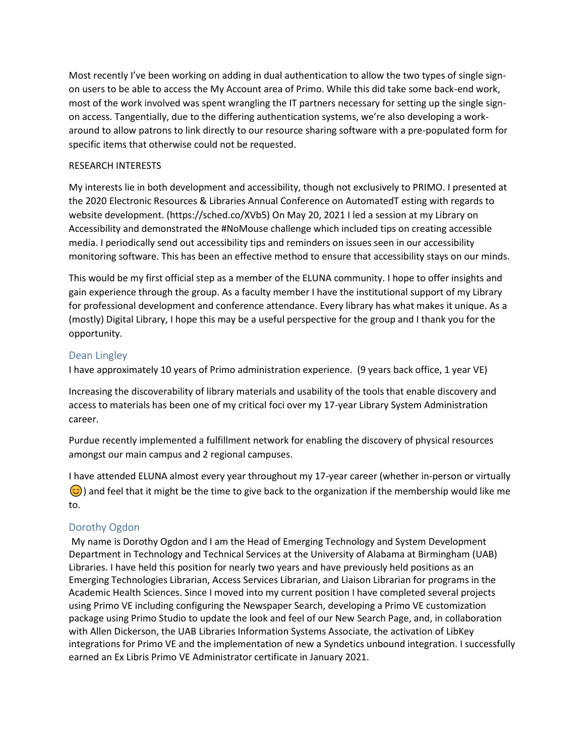Most recently I've been working on adding in dual authentication to allow the two types of single sign-on users to be able to access the My Account area of Primo. While this did take some back-end work, most of the work involved was spent wrangling the IT partners necessary for setting up the single sign-on access. Tangentially, due to the differing authentication systems, we're also developing a work-around to allow patrons to link directly to our resource sharing software with a pre-populated form for specific items that otherwise could not be requested.

RESEARCH INTERESTS

My interests lie in both development and accessibility, though not exclusively to PRIMO. I presented at the 2020 Electronic Resources & Libraries Annual Conference on AutomatedT esting with regards to website development. (https://sched.co/XVb5) On May 20, 2021 I led a session at my Library on Accessibility and demonstrated the #NoMouse challenge which included tips on creating accessible media. I periodically send out accessibility tips and reminders on issues seen in our accessibility monitoring software. This has been an effective method to ensure that accessibility stays on our minds.

This would be my first official step as a member of the ELUNA community. I hope to offer insights and gain experience through the group. As a faculty member I have the institutional support of my Library for professional development and conference attendance. Every library has what makes it unique. As a (mostly) Digital Library, I hope this may be a useful perspective for the group and I thank you for the opportunity.

## Dean Lingley

I have approximately 10 years of Primo administration experience. (9 years back office, 1 year VE)

Increasing the discoverability of library materials and usability of the tools that enable discovery and access to materials has been one of my critical foci over my 17-year Library System Administration career.

Purdue recently implemented a fulfillment network for enabling the discovery of physical resources amongst our main campus and 2 regional campuses.

I have attended ELUNA almost every year throughout my 17-year career (whether in-person or virtually 😊) and feel that it might be the time to give back to the organization if the membership would like me to.

## Dorothy Ogdon

My name is Dorothy Ogdon and I am the Head of Emerging Technology and System Development Department in Technology and Technical Services at the University of Alabama at Birmingham (UAB) Libraries. I have held this position for nearly two years and have previously held positions as an Emerging Technologies Librarian, Access Services Librarian, and Liaison Librarian for programs in the Academic Health Sciences. Since I moved into my current position I have completed several projects using Primo VE including configuring the Newspaper Search, developing a Primo VE customization package using Primo Studio to update the look and feel of our New Search Page, and, in collaboration with Allen Dickerson, the UAB Libraries Information Systems Associate, the activation of LibKey integrations for Primo VE and the implementation of new a Syndetics unbound integration. I successfully earned an Ex Libris Primo VE Administrator certificate in January 2021.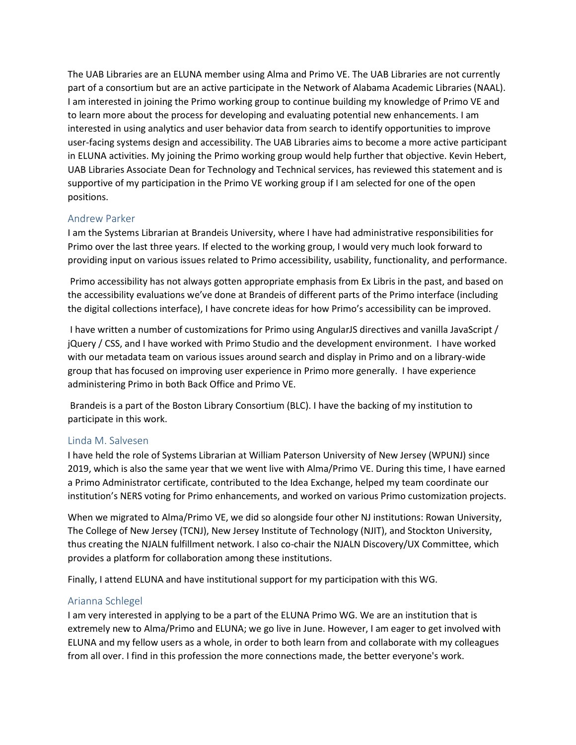The UAB Libraries are an ELUNA member using Alma and Primo VE. The UAB Libraries are not currently part of a consortium but are an active participate in the Network of Alabama Academic Libraries (NAAL). I am interested in joining the Primo working group to continue building my knowledge of Primo VE and to learn more about the process for developing and evaluating potential new enhancements. I am interested in using analytics and user behavior data from search to identify opportunities to improve user-facing systems design and accessibility. The UAB Libraries aims to become a more active participant in ELUNA activities. My joining the Primo working group would help further that objective. Kevin Hebert, UAB Libraries Associate Dean for Technology and Technical services, has reviewed this statement and is supportive of my participation in the Primo VE working group if I am selected for one of the open positions.

## Andrew Parker

I am the Systems Librarian at Brandeis University, where I have had administrative responsibilities for Primo over the last three years. If elected to the working group, I would very much look forward to providing input on various issues related to Primo accessibility, usability, functionality, and performance.

Primo accessibility has not always gotten appropriate emphasis from Ex Libris in the past, and based on the accessibility evaluations we've done at Brandeis of different parts of the Primo interface (including the digital collections interface), I have concrete ideas for how Primo's accessibility can be improved.

I have written a number of customizations for Primo using AngularJS directives and vanilla JavaScript / jQuery / CSS, and I have worked with Primo Studio and the development environment. I have worked with our metadata team on various issues around search and display in Primo and on a library-wide group that has focused on improving user experience in Primo more generally. I have experience administering Primo in both Back Office and Primo VE.

Brandeis is a part of the Boston Library Consortium (BLC). I have the backing of my institution to participate in this work.

## Linda M. Salvesen

I have held the role of Systems Librarian at William Paterson University of New Jersey (WPUNJ) since 2019, which is also the same year that we went live with Alma/Primo VE. During this time, I have earned a Primo Administrator certificate, contributed to the Idea Exchange, helped my team coordinate our institution's NERS voting for Primo enhancements, and worked on various Primo customization projects.

When we migrated to Alma/Primo VE, we did so alongside four other NJ institutions: Rowan University, The College of New Jersey (TCNJ), New Jersey Institute of Technology (NJIT), and Stockton University, thus creating the NJALN fulfillment network. I also co-chair the NJALN Discovery/UX Committee, which provides a platform for collaboration among these institutions.

Finally, I attend ELUNA and have institutional support for my participation with this WG.

## Arianna Schlegel

I am very interested in applying to be a part of the ELUNA Primo WG. We are an institution that is extremely new to Alma/Primo and ELUNA; we go live in June. However, I am eager to get involved with ELUNA and my fellow users as a whole, in order to both learn from and collaborate with my colleagues from all over. I find in this profession the more connections made, the better everyone's work.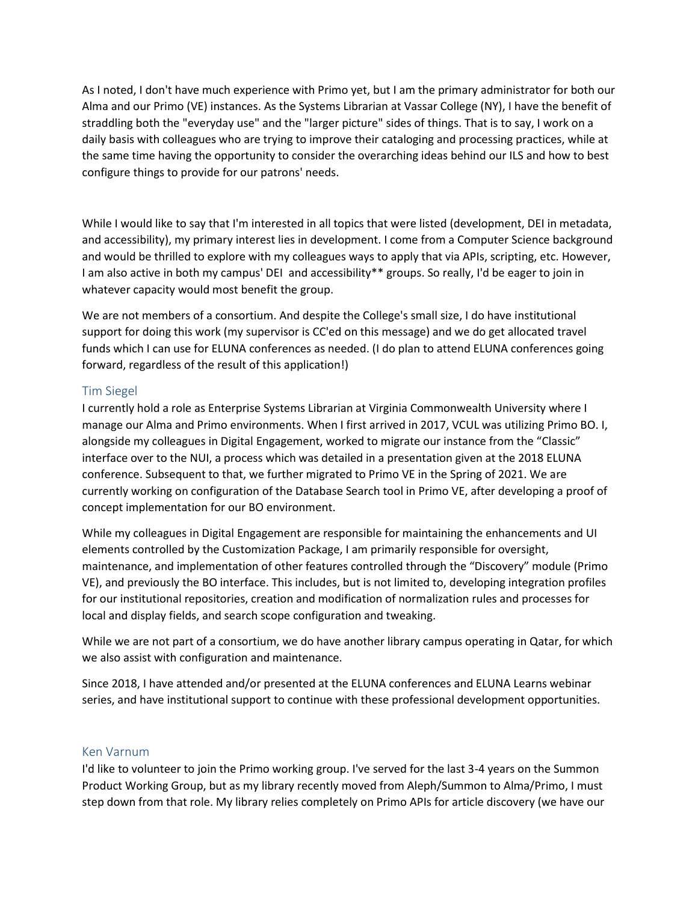As I noted, I don't have much experience with Primo yet, but I am the primary administrator for both our Alma and our Primo (VE) instances. As the Systems Librarian at Vassar College (NY), I have the benefit of straddling both the "everyday use" and the "larger picture" sides of things. That is to say, I work on a daily basis with colleagues who are trying to improve their cataloging and processing practices, while at the same time having the opportunity to consider the overarching ideas behind our ILS and how to best configure things to provide for our patrons' needs.

While I would like to say that I'm interested in all topics that were listed (development, DEI in metadata, and accessibility), my primary interest lies in development. I come from a Computer Science background and would be thrilled to explore with my colleagues ways to apply that via APIs, scripting, etc. However, I am also active in both my campus' DEI and accessibility** groups. So really, I'd be eager to join in whatever capacity would most benefit the group.

We are not members of a consortium. And despite the College's small size, I do have institutional support for doing this work (my supervisor is CC'ed on this message) and we do get allocated travel funds which I can use for ELUNA conferences as needed. (I do plan to attend ELUNA conferences going forward, regardless of the result of this application!)

## Tim Siegel

I currently hold a role as Enterprise Systems Librarian at Virginia Commonwealth University where I manage our Alma and Primo environments. When I first arrived in 2017, VCUL was utilizing Primo BO. I, alongside my colleagues in Digital Engagement, worked to migrate our instance from the "Classic" interface over to the NUI, a process which was detailed in a presentation given at the 2018 ELUNA conference. Subsequent to that, we further migrated to Primo VE in the Spring of 2021. We are currently working on configuration of the Database Search tool in Primo VE, after developing a proof of concept implementation for our BO environment.

While my colleagues in Digital Engagement are responsible for maintaining the enhancements and UI elements controlled by the Customization Package, I am primarily responsible for oversight, maintenance, and implementation of other features controlled through the "Discovery" module (Primo VE), and previously the BO interface. This includes, but is not limited to, developing integration profiles for our institutional repositories, creation and modification of normalization rules and processes for local and display fields, and search scope configuration and tweaking.

While we are not part of a consortium, we do have another library campus operating in Qatar, for which we also assist with configuration and maintenance.

Since 2018, I have attended and/or presented at the ELUNA conferences and ELUNA Learns webinar series, and have institutional support to continue with these professional development opportunities.

## Ken Varnum

I'd like to volunteer to join the Primo working group. I've served for the last 3-4 years on the Summon Product Working Group, but as my library recently moved from Aleph/Summon to Alma/Primo, I must step down from that role. My library relies completely on Primo APIs for article discovery (we have our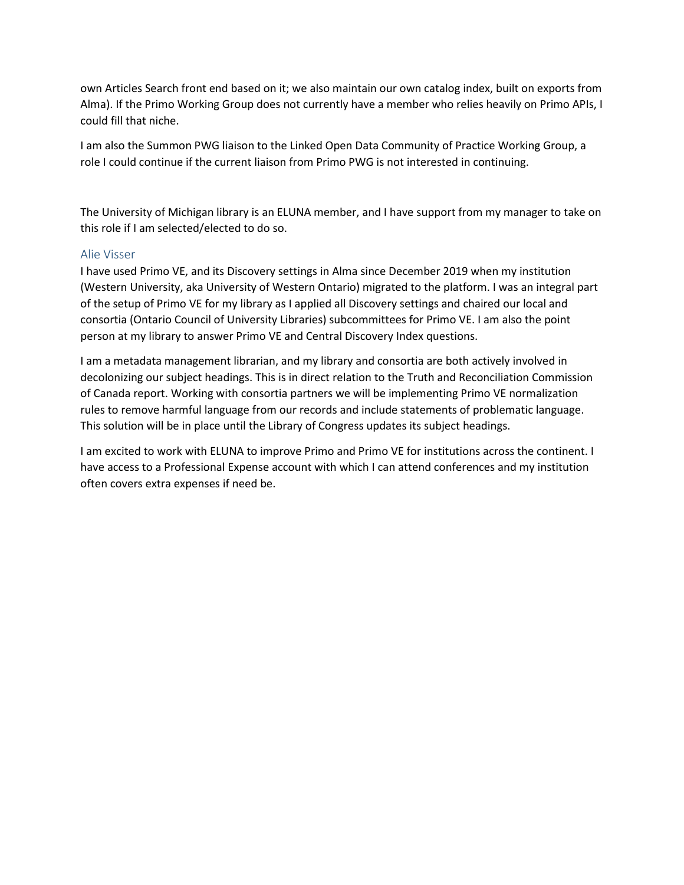own Articles Search front end based on it; we also maintain our own catalog index, built on exports from Alma). If the Primo Working Group does not currently have a member who relies heavily on Primo APIs, I could fill that niche.

I am also the Summon PWG liaison to the Linked Open Data Community of Practice Working Group, a role I could continue if the current liaison from Primo PWG is not interested in continuing.

The University of Michigan library is an ELUNA member, and I have support from my manager to take on this role if I am selected/elected to do so.

### Alie Visser

I have used Primo VE, and its Discovery settings in Alma since December 2019 when my institution (Western University, aka University of Western Ontario) migrated to the platform. I was an integral part of the setup of Primo VE for my library as I applied all Discovery settings and chaired our local and consortia (Ontario Council of University Libraries) subcommittees for Primo VE. I am also the point person at my library to answer Primo VE and Central Discovery Index questions.

I am a metadata management librarian, and my library and consortia are both actively involved in decolonizing our subject headings. This is in direct relation to the Truth and Reconciliation Commission of Canada report. Working with consortia partners we will be implementing Primo VE normalization rules to remove harmful language from our records and include statements of problematic language. This solution will be in place until the Library of Congress updates its subject headings.

I am excited to work with ELUNA to improve Primo and Primo VE for institutions across the continent. I have access to a Professional Expense account with which I can attend conferences and my institution often covers extra expenses if need be.